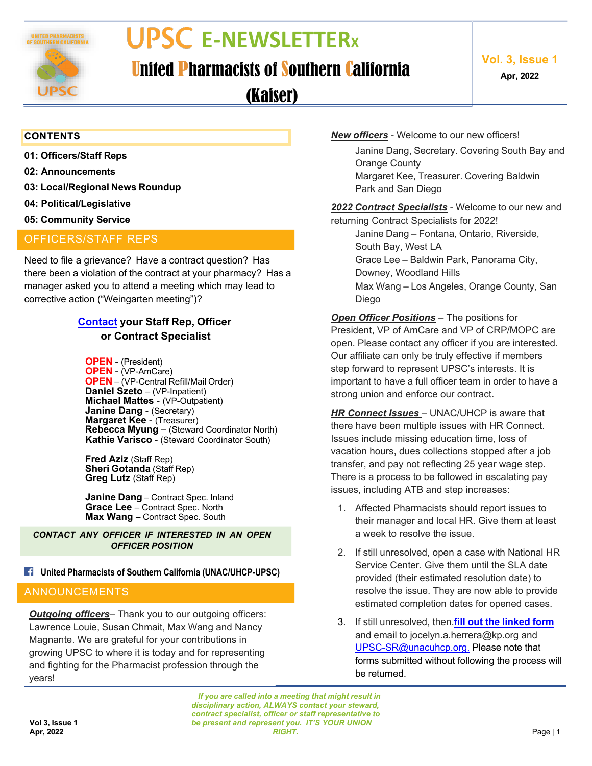# UPSC E-NEWSLETTERx

## United Pharmacists of Southern California (Kaiser)

**Vol. 3, Issue 1**
**Apr, 2022**

**CONTENTS**

**01: Officers/Staff Reps**
**02: Announcements**
**03: Local/Regional News Roundup**
**04: Political/Legislative**
**05: Community Service**

## OFFICERS/STAFF REPS

Need to file a grievance? Have a contract question? Has there been a violation of the contract at your pharmacy? Has a manager asked you to attend a meeting which may lead to corrective action ("Weingarten meeting")?

**Contact your Staff Rep, Officer or Contract Specialist**

**OPEN** - (President)
**OPEN** - (VP-AmCare)
**OPEN** – (VP-Central Refill/Mail Order)
**Daniel Szeto** – (VP-Inpatient)
**Michael Mattes** - (VP-Outpatient)
**Janine Dang** - (Secretary)
**Margaret Kee** - (Treasurer)
**Rebecca Myung** – (Steward Coordinator North)
**Kathie Varisco** - (Steward Coordinator South)

**Fred Aziz** (Staff Rep)
**Sheri Gotanda** (Staff Rep)
**Greg Lutz** (Staff Rep)

**Janine Dang** – Contract Spec. Inland
**Grace Lee** – Contract Spec. North
**Max Wang** – Contract Spec. South

***CONTACT ANY OFFICER IF INTERESTED IN AN OPEN OFFICER POSITION***

**United Pharmacists of Southern California (UNAC/UHCP-UPSC)**

## ANNOUNCEMENTS

***Outgoing officers***– Thank you to our outgoing officers: Lawrence Louie, Susan Chmait, Max Wang and Nancy Magnante. We are grateful for your contributions in growing UPSC to where it is today and for representing and fighting for the Pharmacist profession through the years!

***New officers*** - Welcome to our new officers!

Janine Dang, Secretary. Covering South Bay and Orange County
Margaret Kee, Treasurer. Covering Baldwin Park and San Diego

***2022 Contract Specialists*** - Welcome to our new and returning Contract Specialists for 2022!

Janine Dang – Fontana, Ontario, Riverside, South Bay, West LA
Grace Lee – Baldwin Park, Panorama City, Downey, Woodland Hills
Max Wang – Los Angeles, Orange County, San Diego

***Open Officer Positions*** – The positions for President, VP of AmCare and VP of CRP/MOPC are open. Please contact any officer if you are interested. Our affiliate can only be truly effective if members step forward to represent UPSC's interests. It is important to have a full officer team in order to have a strong union and enforce our contract.

***HR Connect Issues*** – UNAC/UHCP is aware that there have been multiple issues with HR Connect. Issues include missing education time, loss of vacation hours, dues collections stopped after a job transfer, and pay not reflecting 25 year wage step. There is a process to be followed in escalating pay issues, including ATB and step increases:

1. Affected Pharmacists should report issues to their manager and local HR. Give them at least a week to resolve the issue.
2. If still unresolved, open a case with National HR Service Center. Give them until the SLA date provided (their estimated resolution date) to resolve the issue. They are now able to provide estimated completion dates for opened cases.
3. If still unresolved, then **fill out the linked form** and email to jocelyn.a.herrera@kp.org and UPSC-SR@unacuhcp.org. Please note that forms submitted without following the process will be returned.

***If you are called into a meeting that might result in disciplinary action, ALWAYS contact your steward, contract specialist, officer or staff representative to be present and represent you. IT'S YOUR UNION RIGHT.***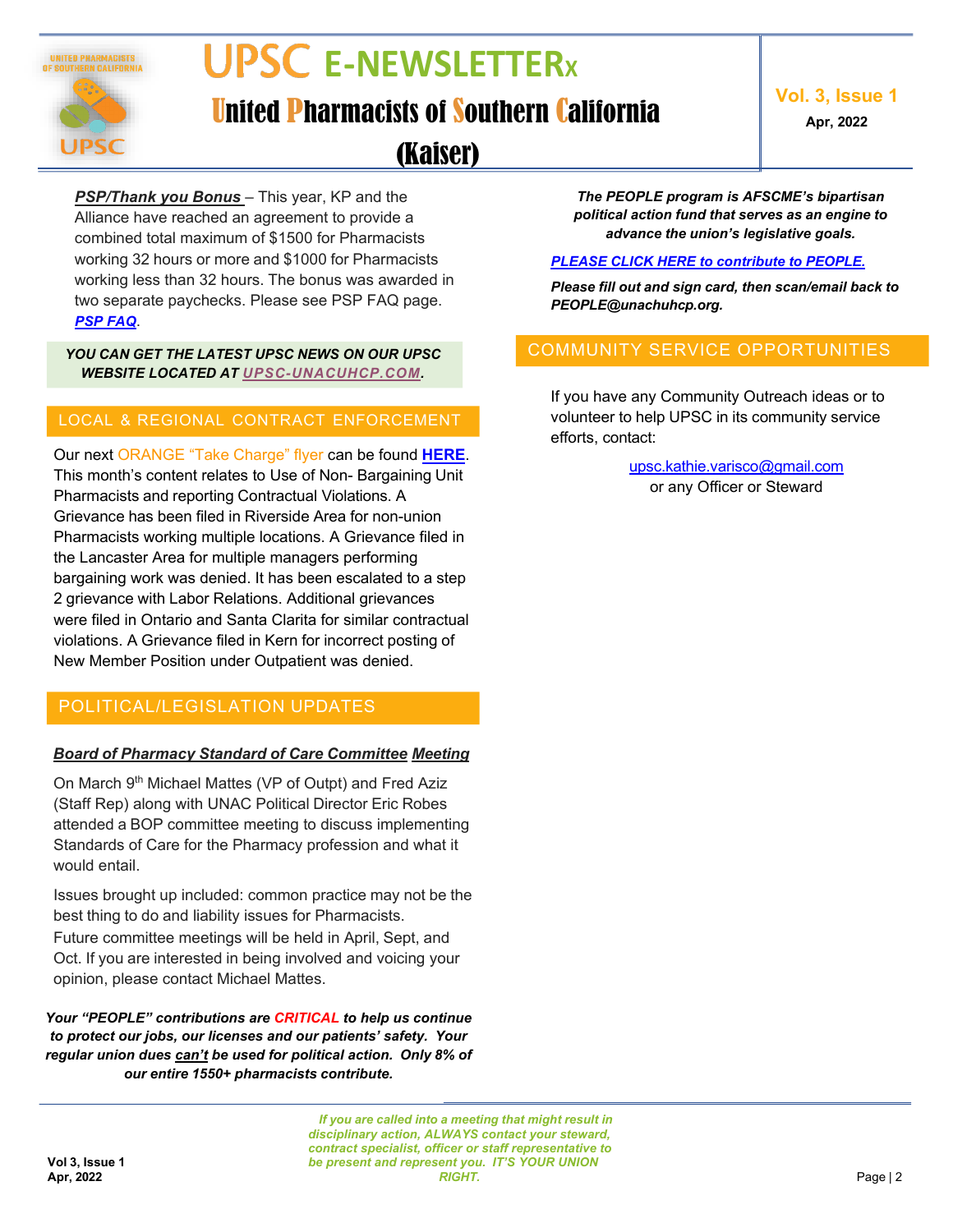# UPSC E-NEWSLETTERx

## United Pharmacists of Southern California (Kaiser)

***PSP/Thank you Bonus*** – This year, KP and the Alliance have reached an agreement to provide a combined total maximum of $1500 for Pharmacists working 32 hours or more and $1000 for Pharmacists working less than 32 hours. The bonus was awarded in two separate paychecks. Please see PSP FAQ page. ***PSP FAQ***.

***YOU CAN GET THE LATEST UPSC NEWS ON OUR UPSC WEBSITE LOCATED AT UPSC-UNACUHCP.COM.***

## LOCAL & REGIONAL CONTRACT ENFORCEMENT

Our next ORANGE "Take Charge" flyer can be found **HERE**. This month's content relates to Use of Non- Bargaining Unit Pharmacists and reporting Contractual Violations. A Grievance has been filed in Riverside Area for non-union Pharmacists working multiple locations. A Grievance filed in the Lancaster Area for multiple managers performing bargaining work was denied. It has been escalated to a step 2 grievance with Labor Relations. Additional grievances were filed in Ontario and Santa Clarita for similar contractual violations. A Grievance filed in Kern for incorrect posting of New Member Position under Outpatient was denied.

## POLITICAL/LEGISLATION UPDATES

***Board of Pharmacy Standard of Care Committee Meeting***

On March 9th Michael Mattes (VP of Outpt) and Fred Aziz (Staff Rep) along with UNAC Political Director Eric Robes attended a BOP committee meeting to discuss implementing Standards of Care for the Pharmacy profession and what it would entail.

Issues brought up included: common practice may not be the best thing to do and liability issues for Pharmacists. Future committee meetings will be held in April, Sept, and Oct. If you are interested in being involved and voicing your opinion, please contact Michael Mattes.

***Your "PEOPLE" contributions are CRITICAL to help us continue to protect our jobs, our licenses and our patients' safety. Your regular union dues can't be used for political action. Only 8% of our entire 1550+ pharmacists contribute.***

***The PEOPLE program is AFSCME's bipartisan political action fund that serves as an engine to advance the union's legislative goals.***

***PLEASE CLICK HERE to contribute to PEOPLE.***

***Please fill out and sign card, then scan/email back to PEOPLE@unachuhcp.org.***

## COMMUNITY SERVICE OPPORTUNITIES

If you have any Community Outreach ideas or to volunteer to help UPSC in its community service efforts, contact:

upsc.kathie.varisco@gmail.com
or any Officer or Steward

*If you are called into a meeting that might result in disciplinary action, ALWAYS contact your steward, contract specialist, officer or staff representative to be present and represent you. IT'S YOUR UNION RIGHT.*